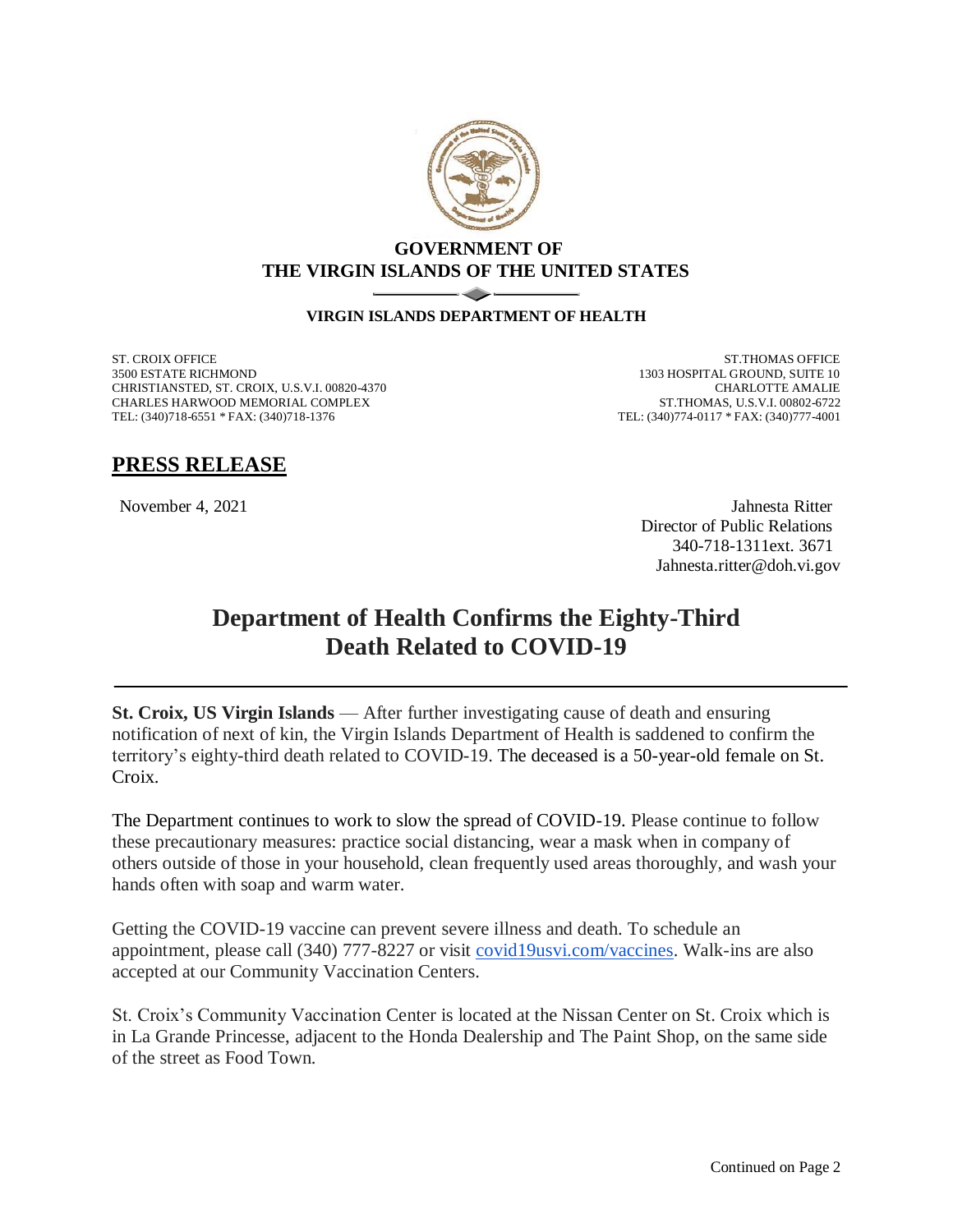**GOVERNMENT OF**
**THE VIRGIN ISLANDS OF THE UNITED STATES**

**VIRGIN ISLANDS DEPARTMENT OF HEALTH**

ST. CROIX OFFICE
3500 ESTATE RICHMOND
CHRISTIANSTED, ST. CROIX, U.S.V.I. 00820-4370
CHARLES HARWOOD MEMORIAL COMPLEX
TEL: (340)718-6551 * FAX: (340)718-1376

ST.THOMAS OFFICE
1303 HOSPITAL GROUND, SUITE 10
CHARLOTTE AMALIE
ST.THOMAS, U.S.V.I. 00802-6722
TEL: (340)774-0117 * FAX: (340)777-4001

## PRESS RELEASE

November 4, 2021

Jahnesta Ritter
Director of Public Relations
340-718-1311ext. 3671
Jahnesta.ritter@doh.vi.gov

# Department of Health Confirms the Eighty-Third Death Related to COVID-19

**St. Croix, US Virgin Islands** — After further investigating cause of death and ensuring notification of next of kin, the Virgin Islands Department of Health is saddened to confirm the territory's eighty-third death related to COVID-19. The deceased is a 50-year-old female on St. Croix.

The Department continues to work to slow the spread of COVID-19. Please continue to follow these precautionary measures: practice social distancing, wear a mask when in company of others outside of those in your household, clean frequently used areas thoroughly, and wash your hands often with soap and warm water.

Getting the COVID-19 vaccine can prevent severe illness and death. To schedule an appointment, please call (340) 777-8227 or visit covid19usvi.com/vaccines. Walk-ins are also accepted at our Community Vaccination Centers.

St. Croix's Community Vaccination Center is located at the Nissan Center on St. Croix which is in La Grande Princesse, adjacent to the Honda Dealership and The Paint Shop, on the same side of the street as Food Town.

Continued on Page 2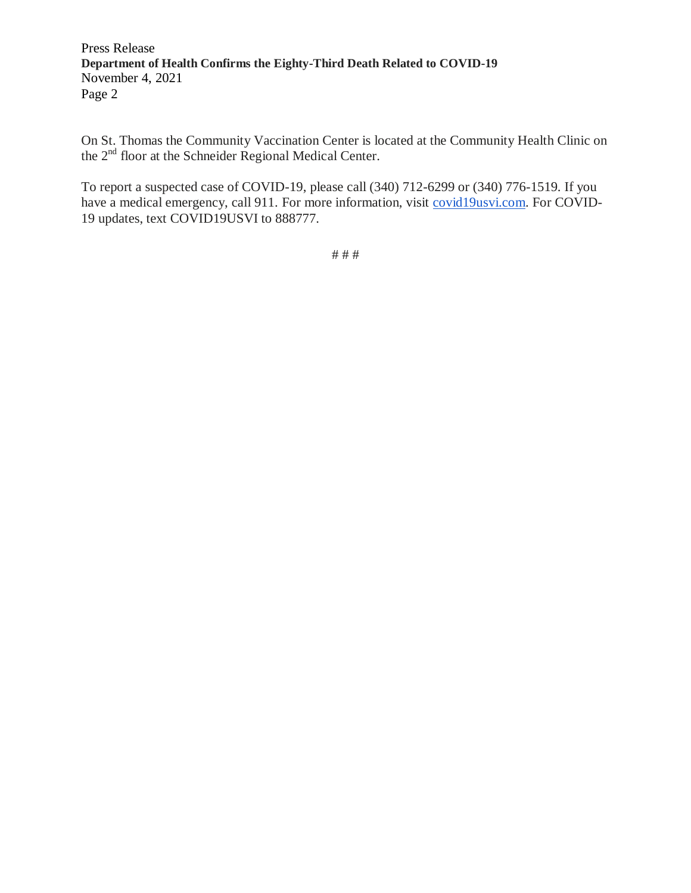On St. Thomas the Community Vaccination Center is located at the Community Health Clinic on the 2nd floor at the Schneider Regional Medical Center.

To report a suspected case of COVID-19, please call (340) 712-6299 or (340) 776-1519. If you have a medical emergency, call 911. For more information, visit covid19usvi.com. For COVID-19 updates, text COVID19USVI to 888777.

# # #